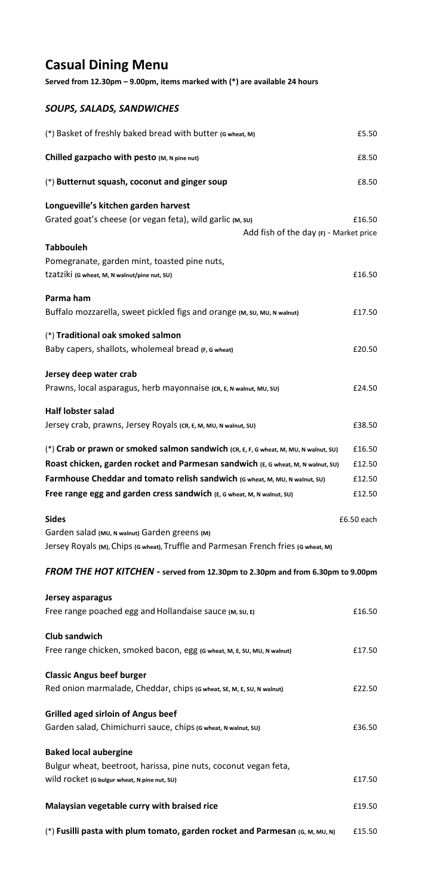# Casual Dining Menu

**Served from 12.30pm – 9.00pm, items marked with (*) are available 24 hours**

## *SOUPS, SALADS, SANDWICHES*

(*) Basket of freshly baked bread with butter (G wheat, M) — £5.50

**Chilled gazpacho with pesto** (M, N pine nut) — £8.50

(*) **Butternut squash, coconut and ginger soup** — £8.50

**Longueville's kitchen garden harvest**
Grated goat's cheese (or vegan feta), wild garlic (M, SU) — £16.50
Add fish of the day (F) - Market price

**Tabbouleh**
Pomegranate, garden mint, toasted pine nuts, tzatziki (G wheat, M, N walnut/pine nut, SU) — £16.50

**Parma ham**
Buffalo mozzarella, sweet pickled figs and orange (M, SU, MU, N walnut) — £17.50

(*) **Traditional oak smoked salmon**
Baby capers, shallots, wholemeal bread (F, G wheat) — £20.50

**Jersey deep water crab**
Prawns, local asparagus, herb mayonnaise (CR, E, N walnut, MU, SU) — £24.50

**Half lobster salad**
Jersey crab, prawns, Jersey Royals (CR, E, M, MU, N walnut, SU) — £38.50

(*) **Crab or prawn or smoked salmon sandwich** (CR, E, F, G wheat, M, MU, N walnut, SU) — £16.50

**Roast chicken, garden rocket and Parmesan sandwich** (E, G wheat, M, N walnut, SU) — £12.50

**Farmhouse Cheddar and tomato relish sandwich** (G wheat, M, MU, N walnut, SU) — £12.50

**Free range egg and garden cress sandwich** (E, G wheat, M, N walnut, SU) — £12.50

**Sides** — £6.50 each
Garden salad (MU, N walnut) Garden greens (M)
Jersey Royals (M), Chips (G wheat), Truffle and Parmesan French fries (G wheat, M)

## *FROM THE HOT KITCHEN* - served from 12.30pm to 2.30pm and from 6.30pm to 9.00pm

**Jersey asparagus**
Free range poached egg and Hollandaise sauce (M, SU, E) — £16.50

**Club sandwich**
Free range chicken, smoked bacon, egg (G wheat, M, E, SU, MU, N walnut) — £17.50

**Classic Angus beef burger**
Red onion marmalade, Cheddar, chips (G wheat, SE, M, E, SU, N walnut) — £22.50

**Grilled aged sirloin of Angus beef**
Garden salad, Chimichurri sauce, chips (G wheat, N walnut, SU) — £36.50

**Baked local aubergine**
Bulgur wheat, beetroot, harissa, pine nuts, coconut vegan feta, wild rocket (G bulgur wheat, N pine nut, SU) — £17.50

**Malaysian vegetable curry with braised rice** — £19.50

(*) **Fusilli pasta with plum tomato, garden rocket and Parmesan** (G, M, MU, N) — £15.50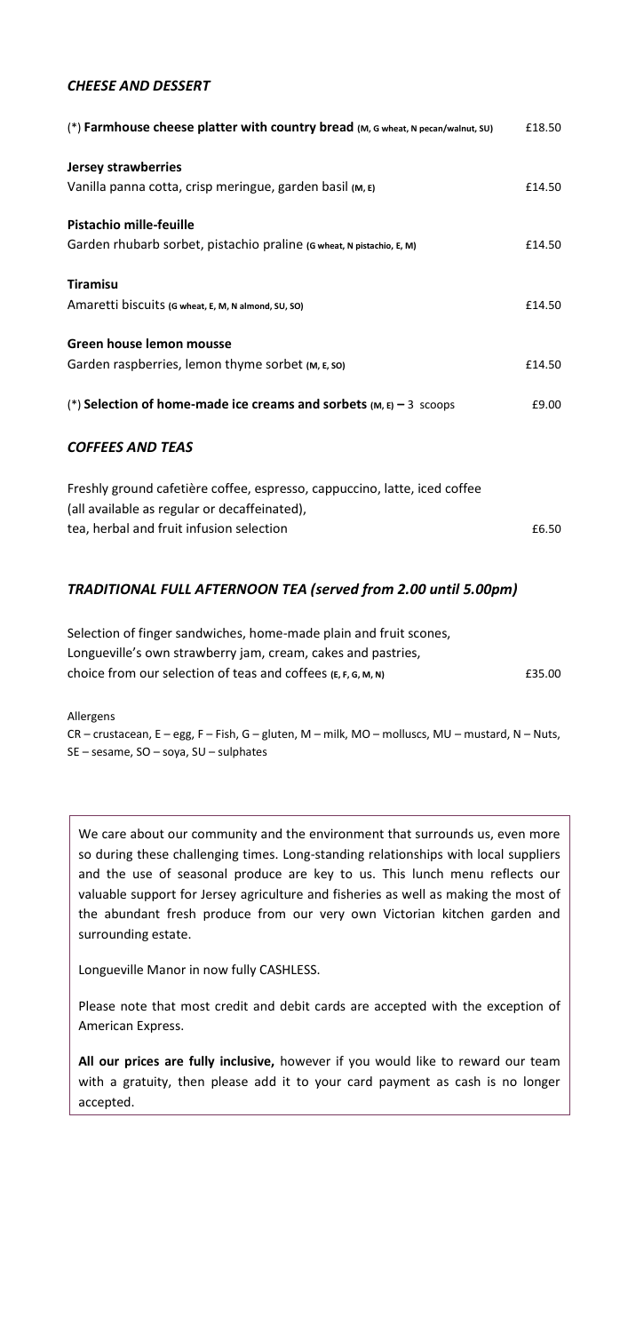### *CHEESE AND DESSERT*

(*) **Farmhouse cheese platter with country bread** (M, G wheat, N pecan/walnut, SU) £18.50

**Jersey strawberries**
Vanilla panna cotta, crisp meringue, garden basil (M, E) £14.50

**Pistachio mille-feuille**
Garden rhubarb sorbet, pistachio praline (G wheat, N pistachio, E, M) £14.50

**Tiramisu**
Amaretti biscuits (G wheat, E, M, N almond, SU, SO) £14.50

**Green house lemon mousse**
Garden raspberries, lemon thyme sorbet (M, E, SO) £14.50

(*) **Selection of home-made ice creams and sorbets** (M, E) – 3 scoops £9.00

### *COFFEES AND TEAS*

Freshly ground cafetière coffee, espresso, cappuccino, latte, iced coffee
(all available as regular or decaffeinated),
tea, herbal and fruit infusion selection £6.50

### *TRADITIONAL FULL AFTERNOON TEA (served from 2.00 until 5.00pm)*

Selection of finger sandwiches, home-made plain and fruit scones,
Longueville's own strawberry jam, cream, cakes and pastries,
choice from our selection of teas and coffees (E, F, G, M, N) £35.00

Allergens
CR – crustacean, E – egg, F – Fish, G – gluten, M – milk, MO – molluscs, MU – mustard, N – Nuts, SE – sesame, SO – soya, SU – sulphates

We care about our community and the environment that surrounds us, even more so during these challenging times. Long-standing relationships with local suppliers and the use of seasonal produce are key to us. This lunch menu reflects our valuable support for Jersey agriculture and fisheries as well as making the most of the abundant fresh produce from our very own Victorian kitchen garden and surrounding estate.

Longueville Manor in now fully CASHLESS.

Please note that most credit and debit cards are accepted with the exception of American Express.

**All our prices are fully inclusive,** however if you would like to reward our team with a gratuity, then please add it to your card payment as cash is no longer accepted.